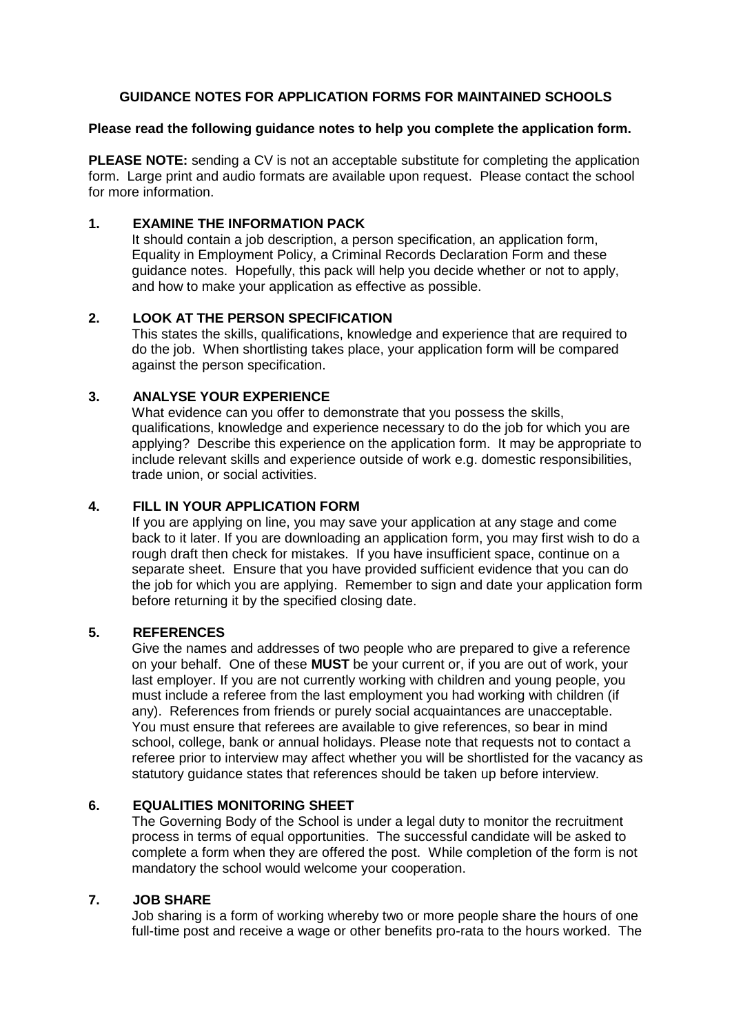# GUIDANCE NOTES FOR APPLICATION FORMS FOR MAINTAINED SCHOOLS

**Please read the following guidance notes to help you complete the application form.**

**PLEASE NOTE:** sending a CV is not an acceptable substitute for completing the application form. Large print and audio formats are available upon request. Please contact the school for more information.

## 1. EXAMINE THE INFORMATION PACK

It should contain a job description, a person specification, an application form, Equality in Employment Policy, a Criminal Records Declaration Form and these guidance notes. Hopefully, this pack will help you decide whether or not to apply, and how to make your application as effective as possible.

## 2. LOOK AT THE PERSON SPECIFICATION

This states the skills, qualifications, knowledge and experience that are required to do the job. When shortlisting takes place, your application form will be compared against the person specification.

## 3. ANALYSE YOUR EXPERIENCE

What evidence can you offer to demonstrate that you possess the skills, qualifications, knowledge and experience necessary to do the job for which you are applying? Describe this experience on the application form. It may be appropriate to include relevant skills and experience outside of work e.g. domestic responsibilities, trade union, or social activities.

## 4. FILL IN YOUR APPLICATION FORM

If you are applying on line, you may save your application at any stage and come back to it later. If you are downloading an application form, you may first wish to do a rough draft then check for mistakes. If you have insufficient space, continue on a separate sheet. Ensure that you have provided sufficient evidence that you can do the job for which you are applying. Remember to sign and date your application form before returning it by the specified closing date.

## 5. REFERENCES

Give the names and addresses of two people who are prepared to give a reference on your behalf. One of these **MUST** be your current or, if you are out of work, your last employer. If you are not currently working with children and young people, you must include a referee from the last employment you had working with children (if any). References from friends or purely social acquaintances are unacceptable. You must ensure that referees are available to give references, so bear in mind school, college, bank or annual holidays. Please note that requests not to contact a referee prior to interview may affect whether you will be shortlisted for the vacancy as statutory guidance states that references should be taken up before interview.

## 6. EQUALITIES MONITORING SHEET

The Governing Body of the School is under a legal duty to monitor the recruitment process in terms of equal opportunities. The successful candidate will be asked to complete a form when they are offered the post. While completion of the form is not mandatory the school would welcome your cooperation.

## 7. JOB SHARE

Job sharing is a form of working whereby two or more people share the hours of one full-time post and receive a wage or other benefits pro-rata to the hours worked. The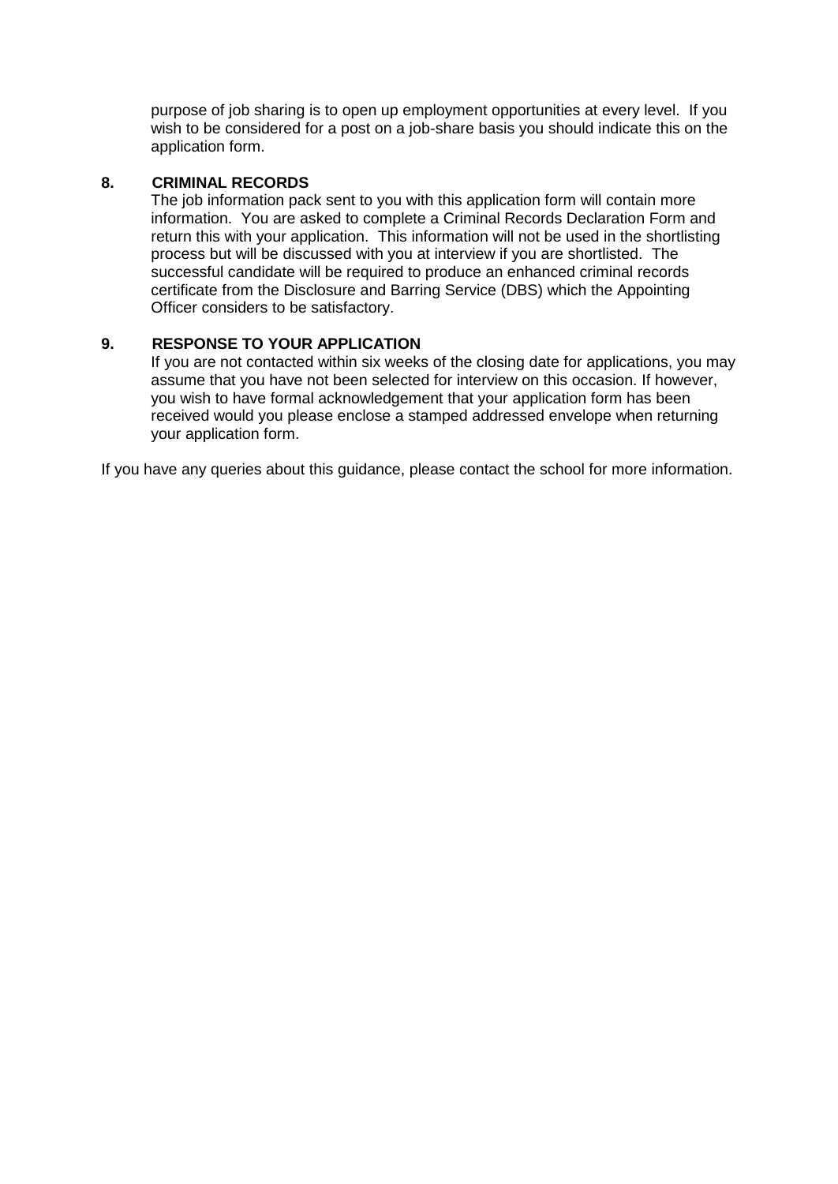purpose of job sharing is to open up employment opportunities at every level. If you wish to be considered for a post on a job-share basis you should indicate this on the application form.

**8. CRIMINAL RECORDS**

The job information pack sent to you with this application form will contain more information. You are asked to complete a Criminal Records Declaration Form and return this with your application. This information will not be used in the shortlisting process but will be discussed with you at interview if you are shortlisted. The successful candidate will be required to produce an enhanced criminal records certificate from the Disclosure and Barring Service (DBS) which the Appointing Officer considers to be satisfactory.

**9. RESPONSE TO YOUR APPLICATION**

If you are not contacted within six weeks of the closing date for applications, you may assume that you have not been selected for interview on this occasion. If however, you wish to have formal acknowledgement that your application form has been received would you please enclose a stamped addressed envelope when returning your application form.

If you have any queries about this guidance, please contact the school for more information.